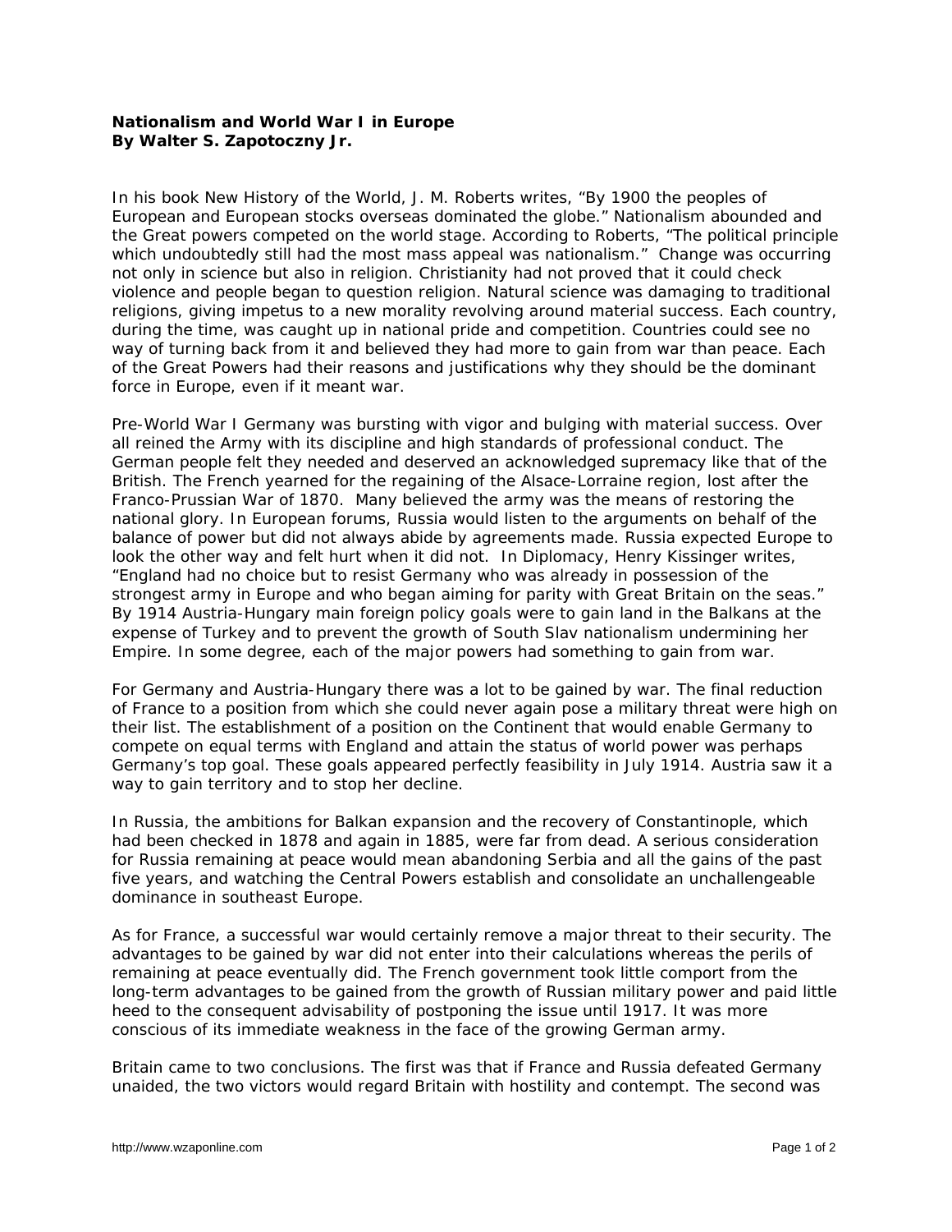**Nationalism and World War I in Europe**
**By Walter S. Zapotoczny Jr.**

In his book New History of the World, J. M. Roberts writes, "By 1900 the peoples of European and European stocks overseas dominated the globe." Nationalism abounded and the Great powers competed on the world stage. According to Roberts, "The political principle which undoubtedly still had the most mass appeal was nationalism." Change was occurring not only in science but also in religion. Christianity had not proved that it could check violence and people began to question religion. Natural science was damaging to traditional religions, giving impetus to a new morality revolving around material success. Each country, during the time, was caught up in national pride and competition. Countries could see no way of turning back from it and believed they had more to gain from war than peace. Each of the Great Powers had their reasons and justifications why they should be the dominant force in Europe, even if it meant war.

Pre-World War I Germany was bursting with vigor and bulging with material success. Over all reined the Army with its discipline and high standards of professional conduct. The German people felt they needed and deserved an acknowledged supremacy like that of the British. The French yearned for the regaining of the Alsace-Lorraine region, lost after the Franco-Prussian War of 1870. Many believed the army was the means of restoring the national glory. In European forums, Russia would listen to the arguments on behalf of the balance of power but did not always abide by agreements made. Russia expected Europe to look the other way and felt hurt when it did not. In Diplomacy, Henry Kissinger writes, "England had no choice but to resist Germany who was already in possession of the strongest army in Europe and who began aiming for parity with Great Britain on the seas." By 1914 Austria-Hungary main foreign policy goals were to gain land in the Balkans at the expense of Turkey and to prevent the growth of South Slav nationalism undermining her Empire. In some degree, each of the major powers had something to gain from war.

For Germany and Austria-Hungary there was a lot to be gained by war. The final reduction of France to a position from which she could never again pose a military threat were high on their list. The establishment of a position on the Continent that would enable Germany to compete on equal terms with England and attain the status of world power was perhaps Germany's top goal. These goals appeared perfectly feasibility in July 1914. Austria saw it a way to gain territory and to stop her decline.

In Russia, the ambitions for Balkan expansion and the recovery of Constantinople, which had been checked in 1878 and again in 1885, were far from dead. A serious consideration for Russia remaining at peace would mean abandoning Serbia and all the gains of the past five years, and watching the Central Powers establish and consolidate an unchallengeable dominance in southeast Europe.

As for France, a successful war would certainly remove a major threat to their security. The advantages to be gained by war did not enter into their calculations whereas the perils of remaining at peace eventually did. The French government took little comport from the long-term advantages to be gained from the growth of Russian military power and paid little heed to the consequent advisability of postponing the issue until 1917. It was more conscious of its immediate weakness in the face of the growing German army.

Britain came to two conclusions. The first was that if France and Russia defeated Germany unaided, the two victors would regard Britain with hostility and contempt. The second was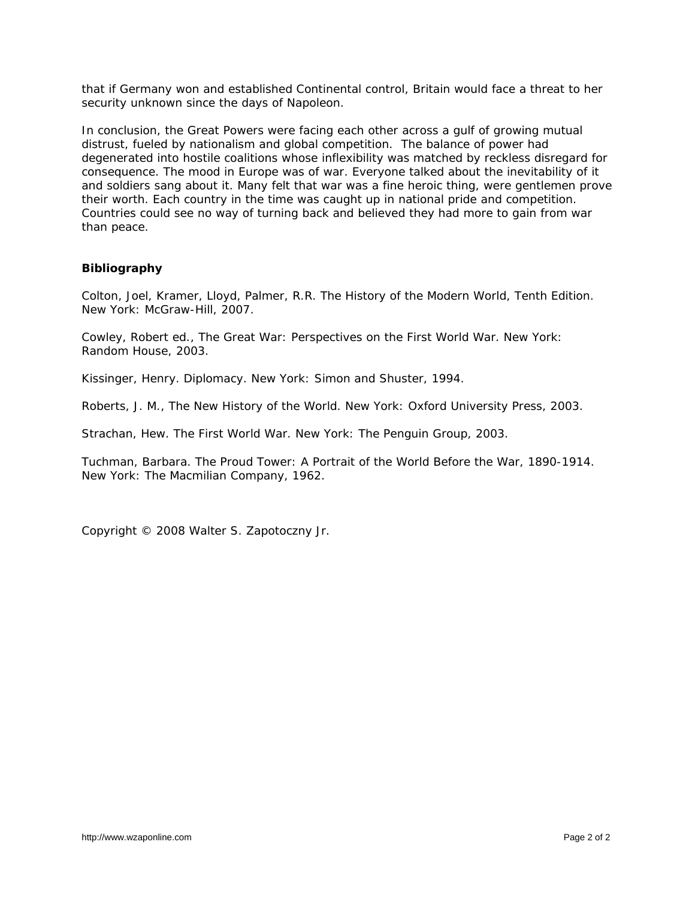that if Germany won and established Continental control, Britain would face a threat to her security unknown since the days of Napoleon.

In conclusion, the Great Powers were facing each other across a gulf of growing mutual distrust, fueled by nationalism and global competition. The balance of power had degenerated into hostile coalitions whose inflexibility was matched by reckless disregard for consequence. The mood in Europe was of war. Everyone talked about the inevitability of it and soldiers sang about it. Many felt that war was a fine heroic thing, were gentlemen prove their worth. Each country in the time was caught up in national pride and competition. Countries could see no way of turning back and believed they had more to gain from war than peace.

**Bibliography**

Colton, Joel, Kramer, Lloyd, Palmer, R.R. The History of the Modern World, Tenth Edition. New York: McGraw-Hill, 2007.

Cowley, Robert ed., The Great War: Perspectives on the First World War. New York: Random House, 2003.

Kissinger, Henry. Diplomacy. New York: Simon and Shuster, 1994.

Roberts, J. M., The New History of the World. New York: Oxford University Press, 2003.

Strachan, Hew. The First World War. New York: The Penguin Group, 2003.

Tuchman, Barbara. The Proud Tower: A Portrait of the World Before the War, 1890-1914. New York: The Macmilian Company, 1962.

Copyright © 2008 Walter S. Zapotoczny Jr.